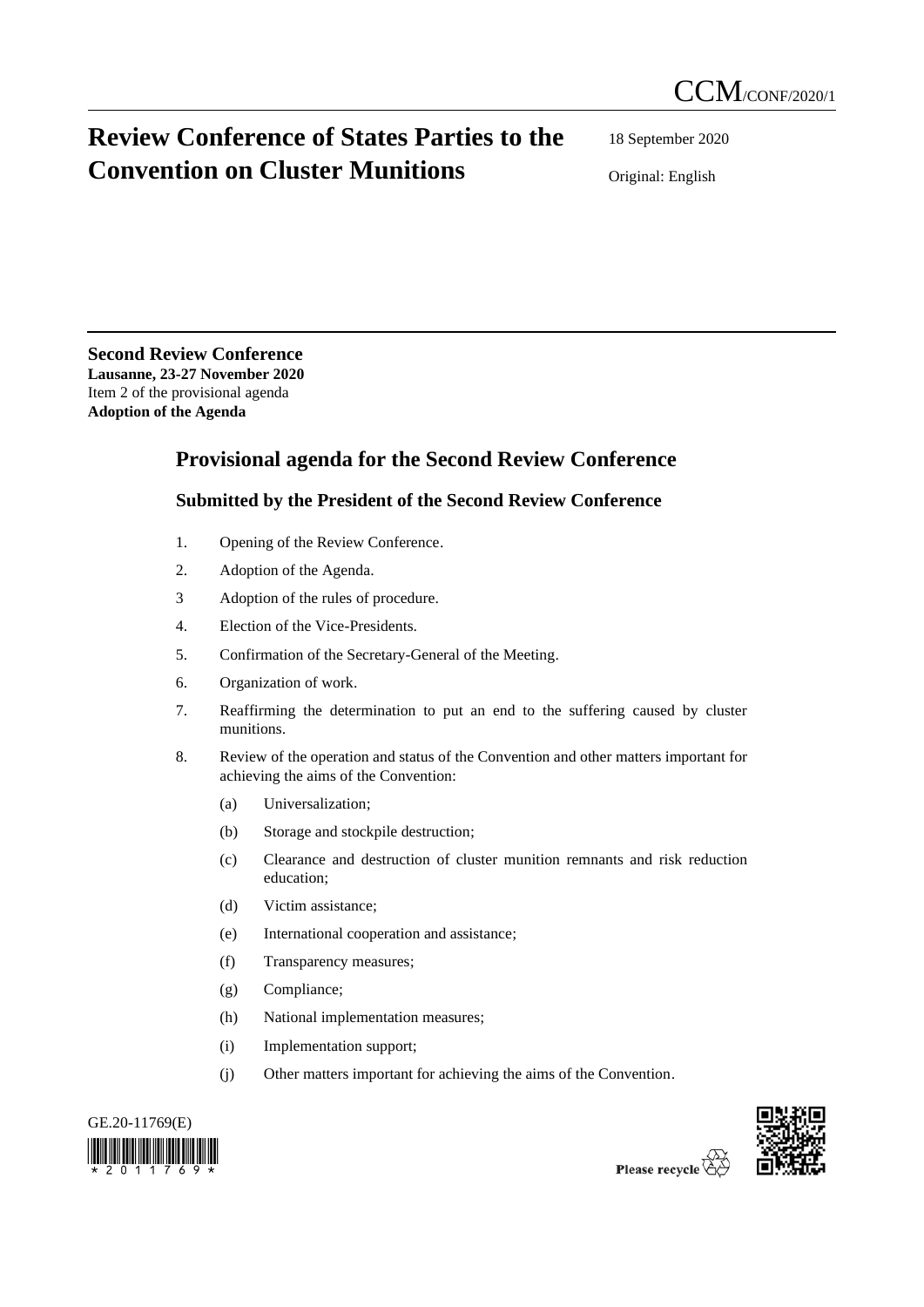CCM/CONF/2020/1

# Review Conference of States Parties to the Convention on Cluster Munitions

18 September 2020

Original: English

**Second Review Conference**
**Lausanne, 23-27 November 2020**
Item 2 of the provisional agenda
**Adoption of the Agenda**

## Provisional agenda for the Second Review Conference

### Submitted by the President of the Second Review Conference

1. Opening of the Review Conference.
2. Adoption of the Agenda.
3. Adoption of the rules of procedure.
4. Election of the Vice-Presidents.
5. Confirmation of the Secretary-General of the Meeting.
6. Organization of work.
7. Reaffirming the determination to put an end to the suffering caused by cluster munitions.
8. Review of the operation and status of the Convention and other matters important for achieving the aims of the Convention:
   (a) Universalization;
   (b) Storage and stockpile destruction;
   (c) Clearance and destruction of cluster munition remnants and risk reduction education;
   (d) Victim assistance;
   (e) International cooperation and assistance;
   (f) Transparency measures;
   (g) Compliance;
   (h) National implementation measures;
   (i) Implementation support;
   (j) Other matters important for achieving the aims of the Convention.

GE.20-11769(E)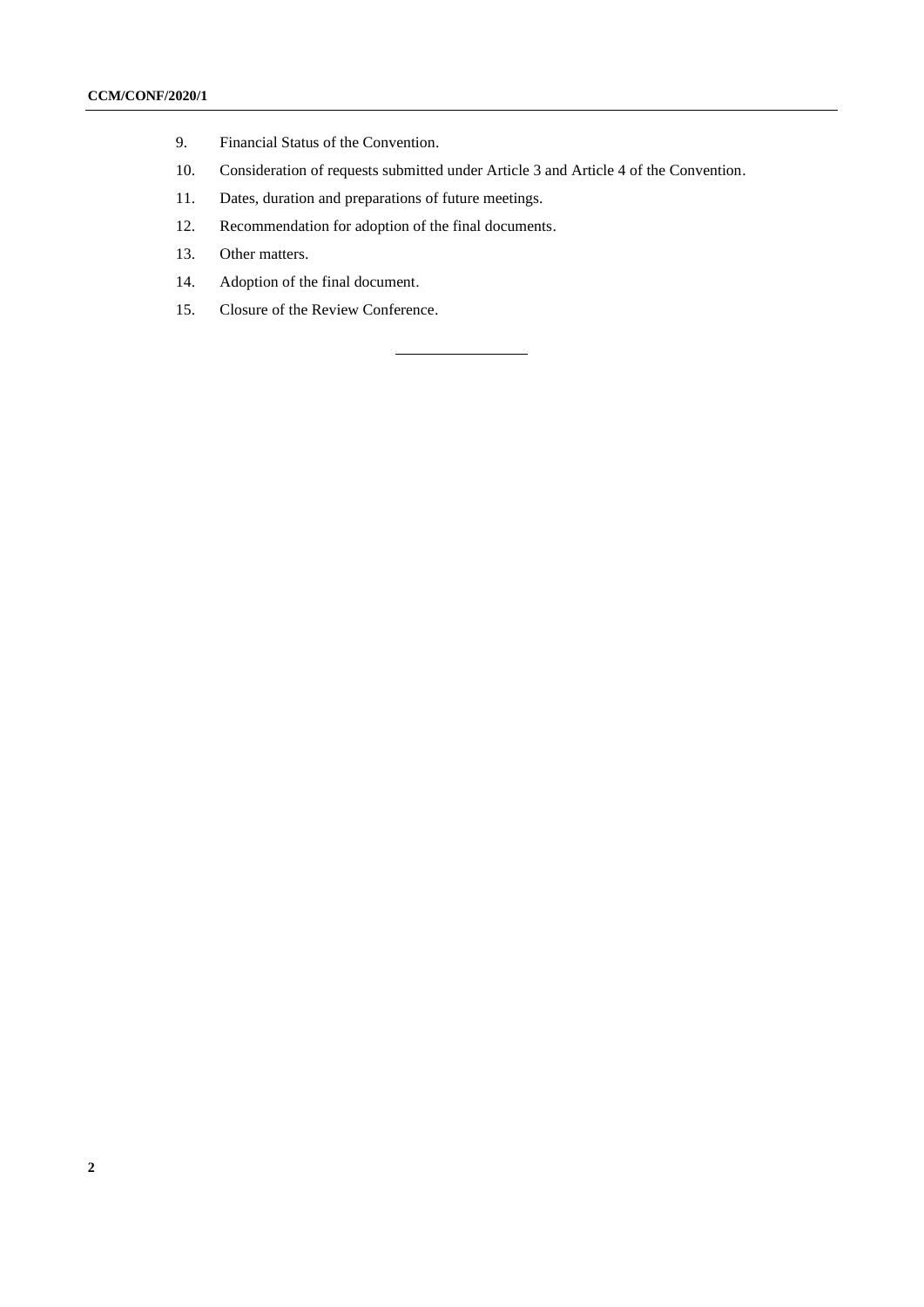9. Financial Status of the Convention.
10. Consideration of requests submitted under Article 3 and Article 4 of the Convention.
11. Dates, duration and preparations of future meetings.
12. Recommendation for adoption of the final documents.
13. Other matters.
14. Adoption of the final document.
15. Closure of the Review Conference.